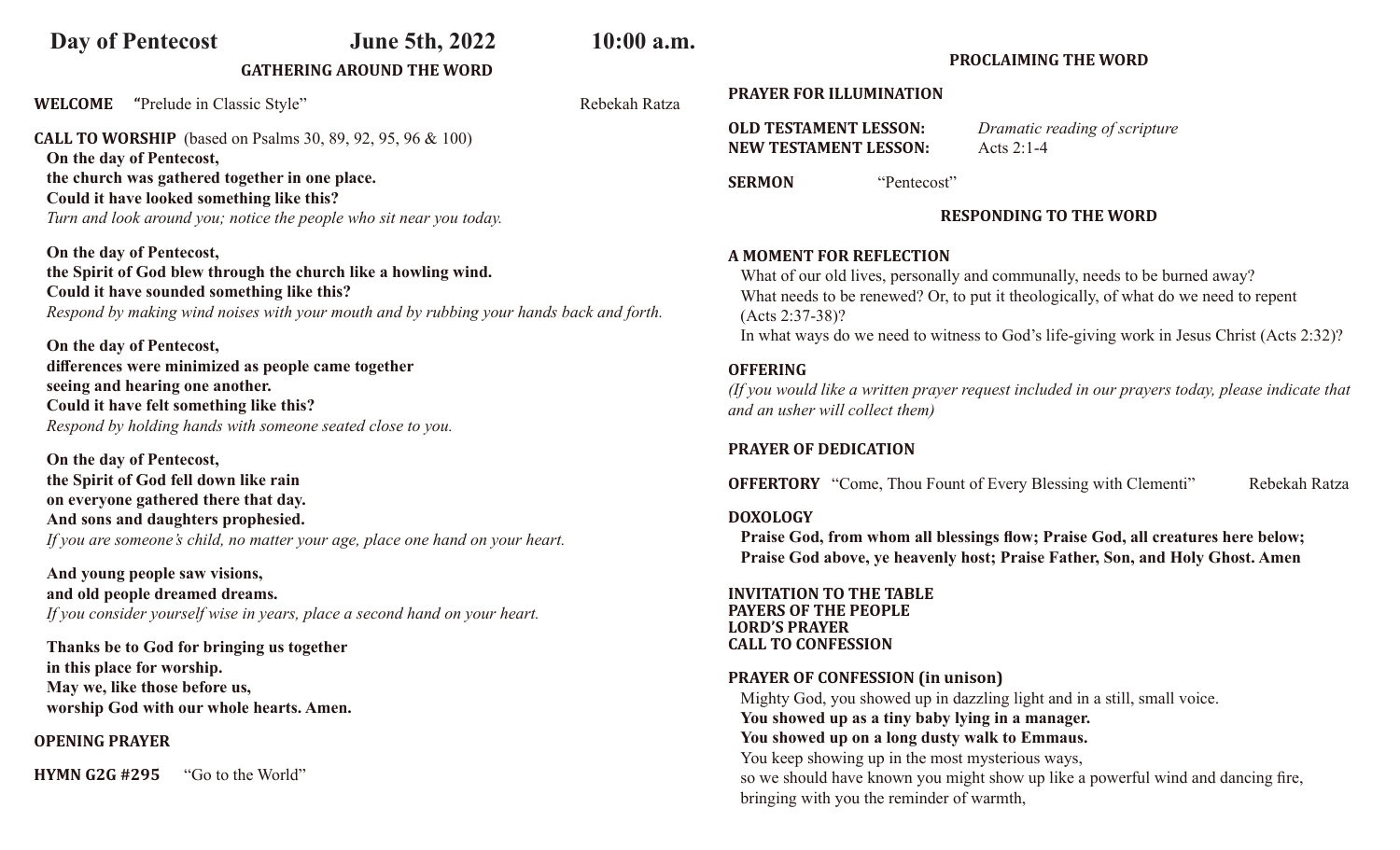**Day of Pentecost** **June 5th, 2022** **10:00 a.m.**

## GATHERING AROUND THE WORD

**WELCOME** "Prelude in Classic Style" Rebekah Ratza

**CALL TO WORSHIP** (based on Psalms 30, 89, 92, 95, 96 & 100)

**On the day of Pentecost,**
**the church was gathered together in one place.**
**Could it have looked something like this?**
*Turn and look around you; notice the people who sit near you today.*

**On the day of Pentecost,**
**the Spirit of God blew through the church like a howling wind.**
**Could it have sounded something like this?**
*Respond by making wind noises with your mouth and by rubbing your hands back and forth.*

**On the day of Pentecost,**
**differences were minimized as people came together**
**seeing and hearing one another.**
**Could it have felt something like this?**
*Respond by holding hands with someone seated close to you.*

**On the day of Pentecost,**
**the Spirit of God fell down like rain**
**on everyone gathered there that day.**
**And sons and daughters prophesied.**
*If you are someone's child, no matter your age, place one hand on your heart.*

**And young people saw visions,**
**and old people dreamed dreams.**
*If you consider yourself wise in years, place a second hand on your heart.*

**Thanks be to God for bringing us together**
**in this place for worship.**
**May we, like those before us,**
**worship God with our whole hearts. Amen.**

**OPENING PRAYER**

**HYMN G2G #295** "Go to the World"

## PROCLAIMING THE WORD

**PRAYER FOR ILLUMINATION**

**OLD TESTAMENT LESSON:** *Dramatic reading of scripture*
**NEW TESTAMENT LESSON:** Acts 2:1-4

**SERMON** "Pentecost"

## RESPONDING TO THE WORD

**A MOMENT FOR REFLECTION**

What of our old lives, personally and communally, needs to be burned away?
What needs to be renewed? Or, to put it theologically, of what do we need to repent (Acts 2:37-38)?
In what ways do we need to witness to God's life-giving work in Jesus Christ (Acts 2:32)?

**OFFERING**

*(If you would like a written prayer request included in our prayers today, please indicate that and an usher will collect them)*

**PRAYER OF DEDICATION**

**OFFERTORY** "Come, Thou Fount of Every Blessing with Clementi" Rebekah Ratza

**DOXOLOGY**

**Praise God, from whom all blessings flow; Praise God, all creatures here below;**
**Praise God above, ye heavenly host; Praise Father, Son, and Holy Ghost. Amen**

**INVITATION TO THE TABLE**
**PAYERS OF THE PEOPLE**
**LORD'S PRAYER**
**CALL TO CONFESSION**

**PRAYER OF CONFESSION (in unison)**

Mighty God, you showed up in dazzling light and in a still, small voice.
**You showed up as a tiny baby lying in a manager.**
**You showed up on a long dusty walk to Emmaus.**
You keep showing up in the most mysterious ways,
so we should have known you might show up like a powerful wind and dancing fire,
bringing with you the reminder of warmth,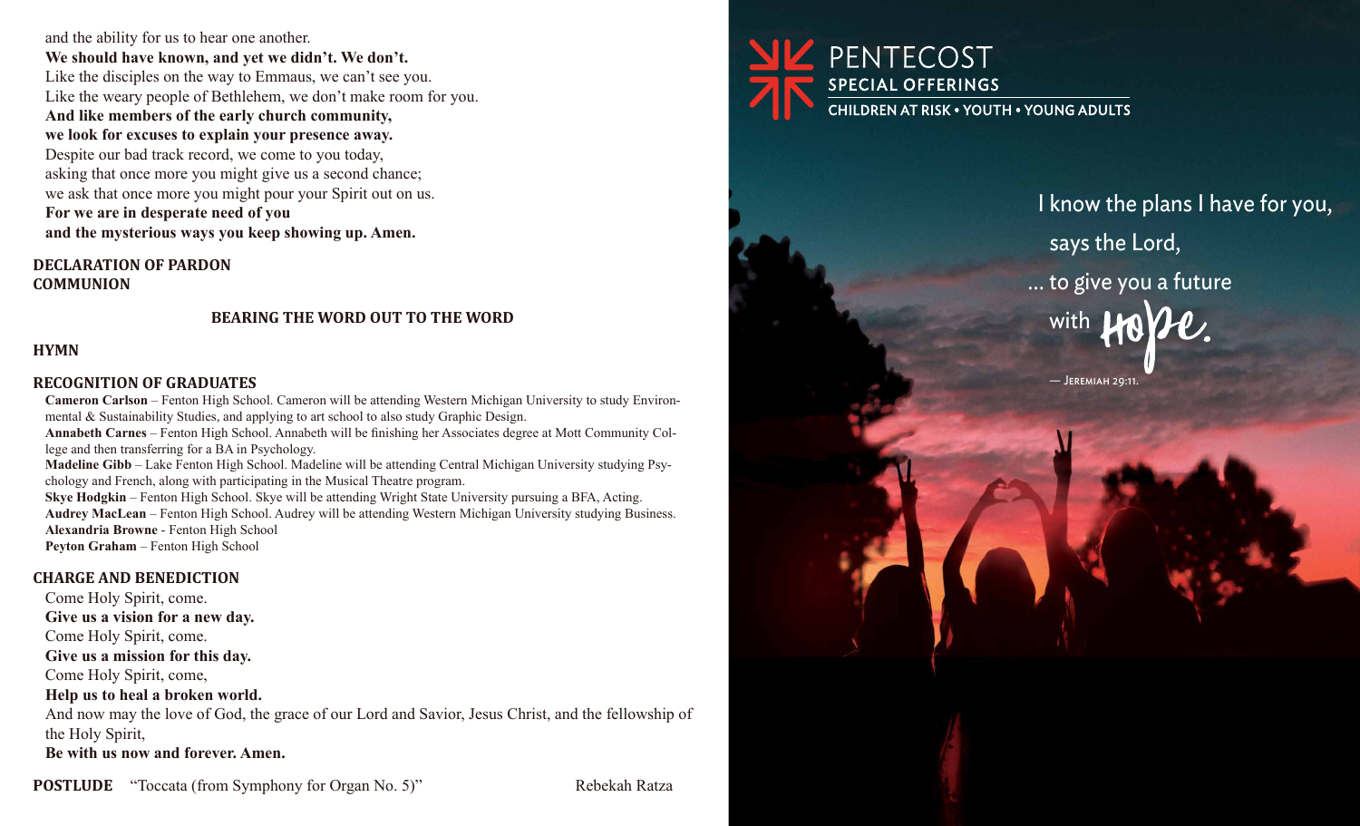and the ability for us to hear one another.
**We should have known, and yet we didn't. We don't.**
Like the disciples on the way to Emmaus, we can't see you.
Like the weary people of Bethlehem, we don't make room for you.
**And like members of the early church community,**
**we look for excuses to explain your presence away.**
Despite our bad track record, we come to you today,
asking that once more you might give us a second chance;
we ask that once more you might pour your Spirit out on us.
**For we are in desperate need of you**
**and the mysterious ways you keep showing up. Amen.**

**DECLARATION OF PARDON**
**COMMUNION**

## BEARING THE WORD OUT TO THE WORD

**HYMN**

**RECOGNITION OF GRADUATES**

**Cameron Carlson** – Fenton High School. Cameron will be attending Western Michigan University to study Environmental & Sustainability Studies, and applying to art school to also study Graphic Design.
**Annabeth Carnes** – Fenton High School. Annabeth will be finishing her Associates degree at Mott Community College and then transferring for a BA in Psychology.
**Madeline Gibb** – Lake Fenton High School. Madeline will be attending Central Michigan University studying Psychology and French, along with participating in the Musical Theatre program.
**Skye Hodgkin** – Fenton High School. Skye will be attending Wright State University pursuing a BFA, Acting.
**Audrey MacLean** – Fenton High School. Audrey will be attending Western Michigan University studying Business.
**Alexandria Browne** - Fenton High School
**Peyton Graham** – Fenton High School

**CHARGE AND BENEDICTION**

Come Holy Spirit, come.
**Give us a vision for a new day.**
Come Holy Spirit, come.
**Give us a mission for this day.**
Come Holy Spirit, come,
**Help us to heal a broken world.**
And now may the love of God, the grace of our Lord and Savior, Jesus Christ, and the fellowship of the Holy Spirit,
**Be with us now and forever. Amen.**

**POSTLUDE** "Toccata (from Symphony for Organ No. 5)" Rebekah Ratza

PENTECOST
SPECIAL OFFERINGS
CHILDREN AT RISK • YOUTH • YOUNG ADULTS

I know the plans I have for you,
says the Lord,
... to give you a future
with Hope.

— Jeremiah 29:11.